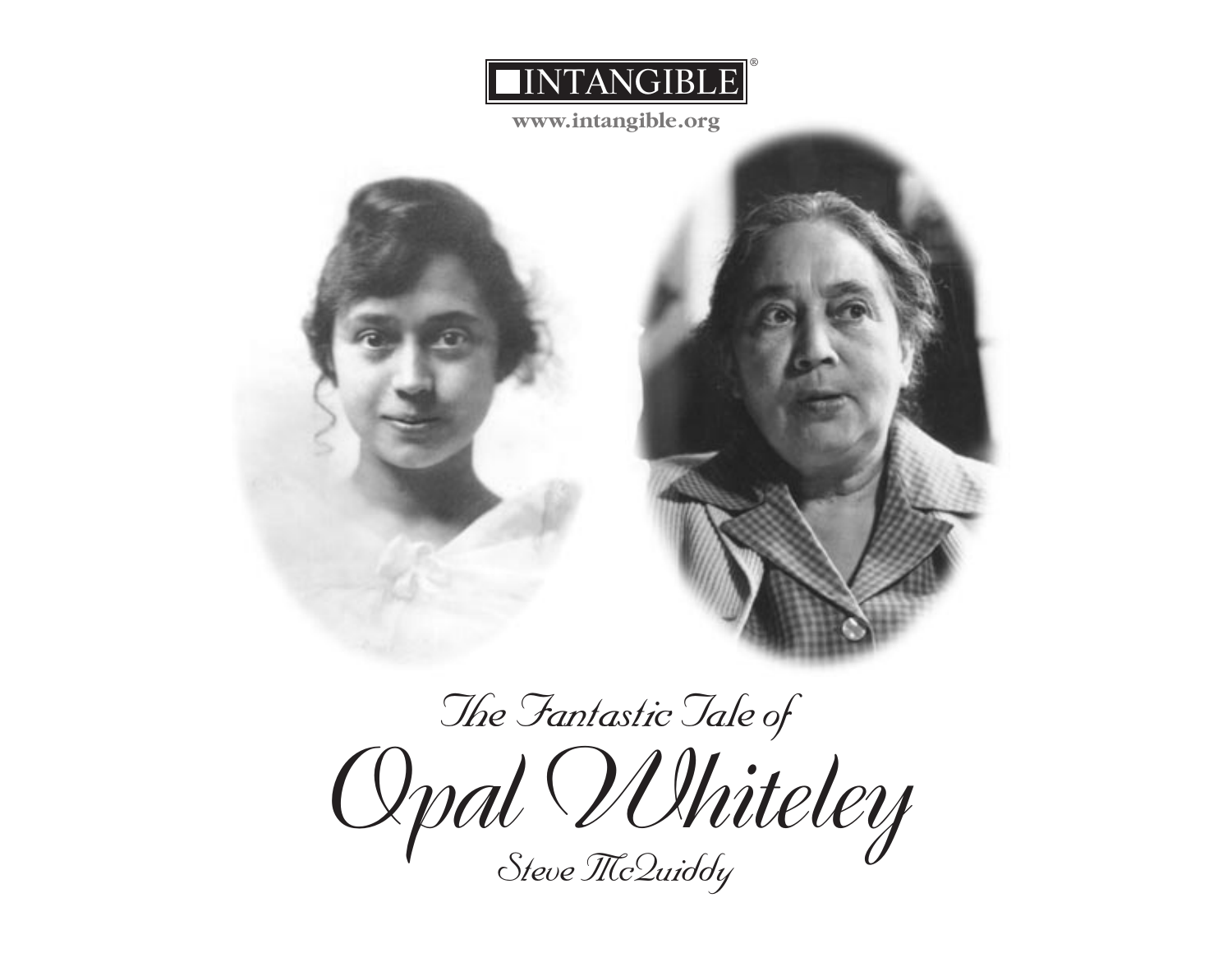INTANGIBLE®

www.intangible.org

*The Fantastic Tale of*

# *Opal Whiteley*

*Steve McQuiddy*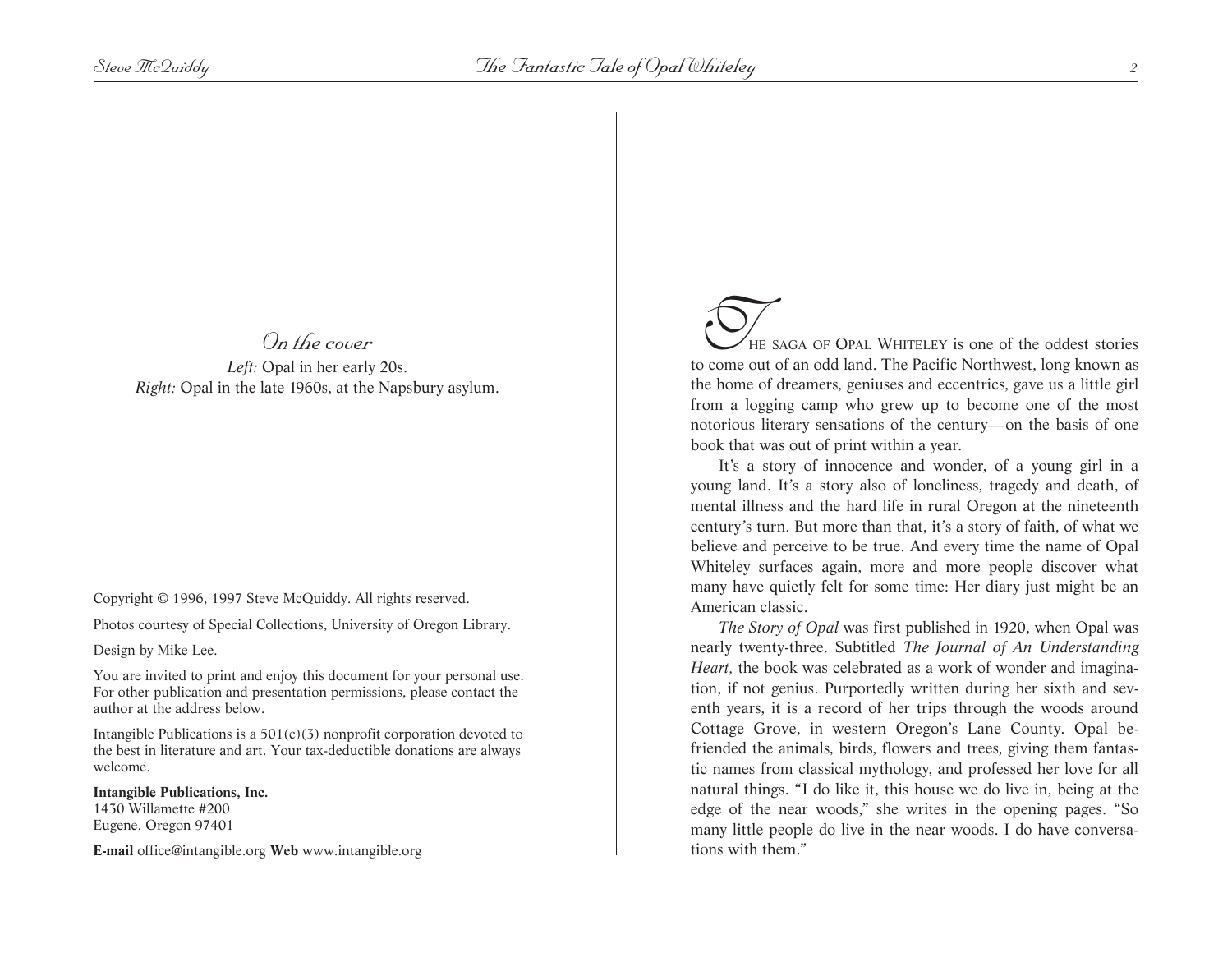## On the cover

*Left:* Opal in her early 20s.
*Right:* Opal in the late 1960s, at the Napsbury asylum.

Copyright © 1996, 1997 Steve McQuiddy. All rights reserved.

Photos courtesy of Special Collections, University of Oregon Library.

Design by Mike Lee.

You are invited to print and enjoy this document for your personal use. For other publication and presentation permissions, please contact the author at the address below.

Intangible Publications is a 501(c)(3) nonprofit corporation devoted to the best in literature and art. Your tax-deductible donations are always welcome.

**Intangible Publications, Inc.**
1430 Willamette #200
Eugene, Oregon 97401

**E-mail** office@intangible.org **Web** www.intangible.org

THE SAGA OF OPAL WHITELEY is one of the oddest stories to come out of an odd land. The Pacific Northwest, long known as the home of dreamers, geniuses and eccentrics, gave us a little girl from a logging camp who grew up to become one of the most notorious literary sensations of the century—on the basis of one book that was out of print within a year.

It's a story of innocence and wonder, of a young girl in a young land. It's a story also of loneliness, tragedy and death, of mental illness and the hard life in rural Oregon at the nineteenth century's turn. But more than that, it's a story of faith, of what we believe and perceive to be true. And every time the name of Opal Whiteley surfaces again, more and more people discover what many have quietly felt for some time: Her diary just might be an American classic.

*The Story of Opal* was first published in 1920, when Opal was nearly twenty-three. Subtitled *The Journal of An Understanding Heart,* the book was celebrated as a work of wonder and imagination, if not genius. Purportedly written during her sixth and seventh years, it is a record of her trips through the woods around Cottage Grove, in western Oregon's Lane County. Opal befriended the animals, birds, flowers and trees, giving them fantastic names from classical mythology, and professed her love for all natural things. "I do like it, this house we do live in, being at the edge of the near woods," she writes in the opening pages. "So many little people do live in the near woods. I do have conversations with them."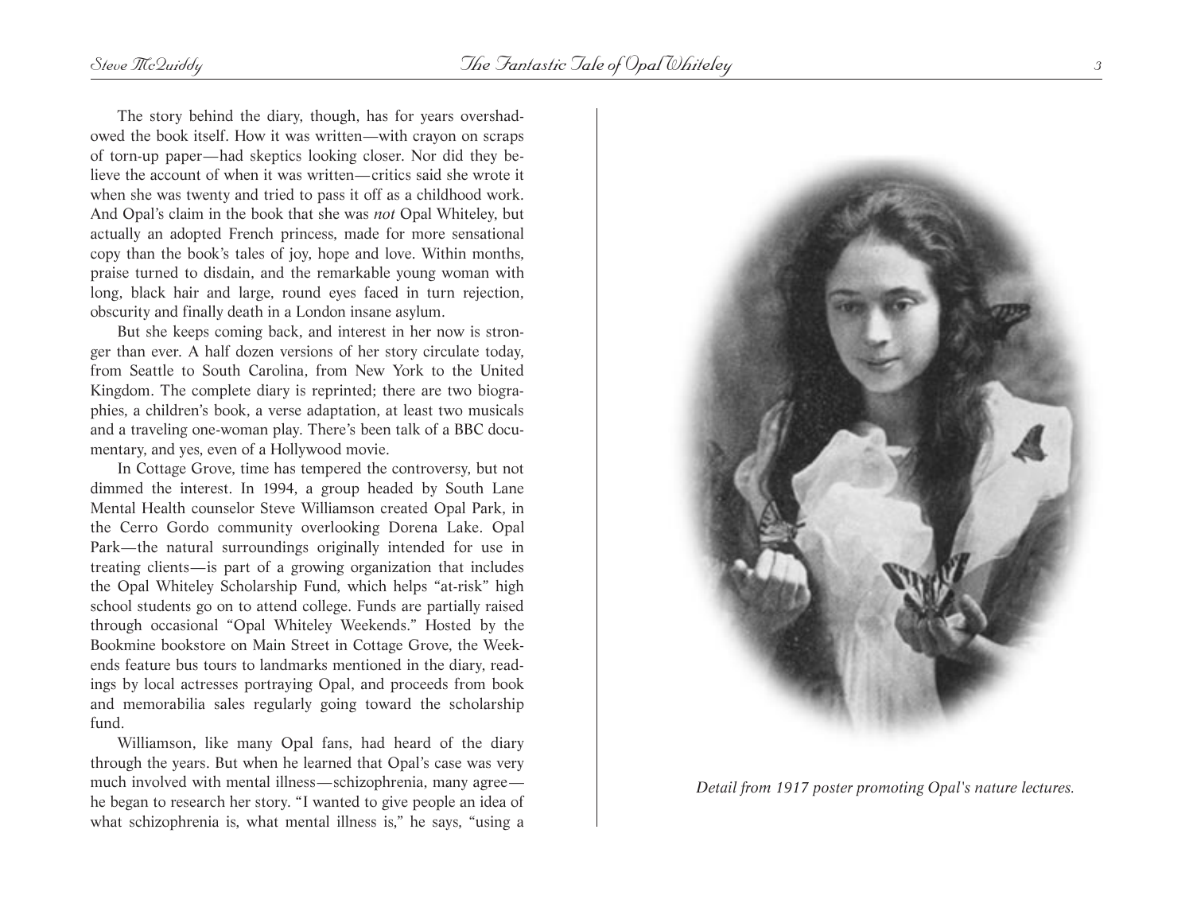The story behind the diary, though, has for years overshadowed the book itself. How it was written—with crayon on scraps of torn-up paper—had skeptics looking closer. Nor did they believe the account of when it was written—critics said she wrote it when she was twenty and tried to pass it off as a childhood work. And Opal's claim in the book that she was *not* Opal Whiteley, but actually an adopted French princess, made for more sensational copy than the book's tales of joy, hope and love. Within months, praise turned to disdain, and the remarkable young woman with long, black hair and large, round eyes faced in turn rejection, obscurity and finally death in a London insane asylum.

But she keeps coming back, and interest in her now is stronger than ever. A half dozen versions of her story circulate today, from Seattle to South Carolina, from New York to the United Kingdom. The complete diary is reprinted; there are two biographies, a children's book, a verse adaptation, at least two musicals and a traveling one-woman play. There's been talk of a BBC documentary, and yes, even of a Hollywood movie.

In Cottage Grove, time has tempered the controversy, but not dimmed the interest. In 1994, a group headed by South Lane Mental Health counselor Steve Williamson created Opal Park, in the Cerro Gordo community overlooking Dorena Lake. Opal Park—the natural surroundings originally intended for use in treating clients—is part of a growing organization that includes the Opal Whiteley Scholarship Fund, which helps "at-risk" high school students go on to attend college. Funds are partially raised through occasional "Opal Whiteley Weekends." Hosted by the Bookmine bookstore on Main Street in Cottage Grove, the Weekends feature bus tours to landmarks mentioned in the diary, readings by local actresses portraying Opal, and proceeds from book and memorabilia sales regularly going toward the scholarship fund.

Williamson, like many Opal fans, had heard of the diary through the years. But when he learned that Opal's case was very much involved with mental illness—schizophrenia, many agree—he began to research her story. "I wanted to give people an idea of what schizophrenia is, what mental illness is," he says, "using a

*Detail from 1917 poster promoting Opal's nature lectures.*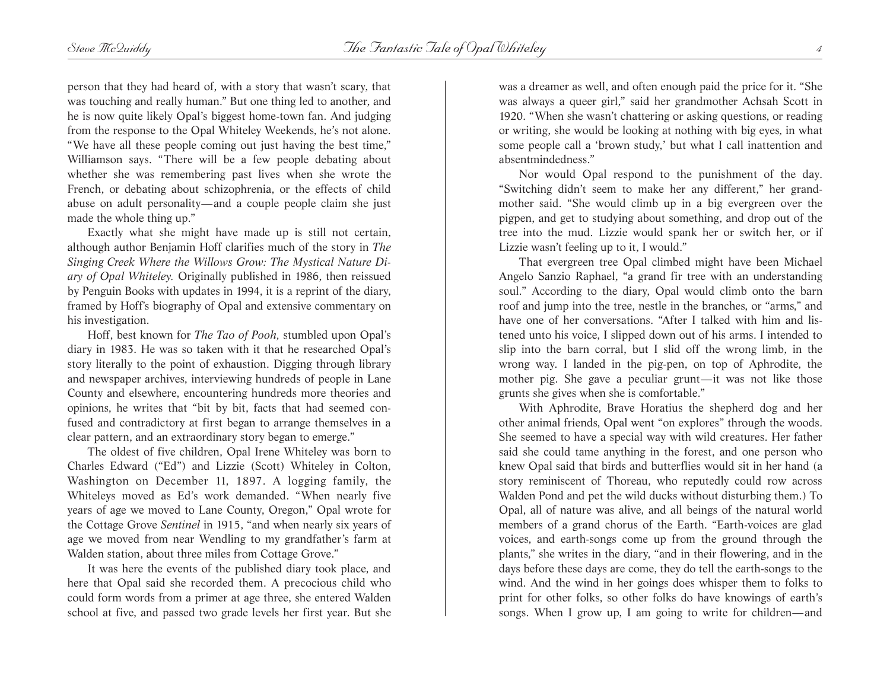person that they had heard of, with a story that wasn't scary, that was touching and really human." But one thing led to another, and he is now quite likely Opal's biggest home-town fan. And judging from the response to the Opal Whiteley Weekends, he's not alone. "We have all these people coming out just having the best time," Williamson says. "There will be a few people debating about whether she was remembering past lives when she wrote the French, or debating about schizophrenia, or the effects of child abuse on adult personality—and a couple people claim she just made the whole thing up."

Exactly what she might have made up is still not certain, although author Benjamin Hoff clarifies much of the story in *The Singing Creek Where the Willows Grow: The Mystical Nature Diary of Opal Whiteley.* Originally published in 1986, then reissued by Penguin Books with updates in 1994, it is a reprint of the diary, framed by Hoff's biography of Opal and extensive commentary on his investigation.

Hoff, best known for *The Tao of Pooh,* stumbled upon Opal's diary in 1983. He was so taken with it that he researched Opal's story literally to the point of exhaustion. Digging through library and newspaper archives, interviewing hundreds of people in Lane County and elsewhere, encountering hundreds more theories and opinions, he writes that "bit by bit, facts that had seemed confused and contradictory at first began to arrange themselves in a clear pattern, and an extraordinary story began to emerge."

The oldest of five children, Opal Irene Whiteley was born to Charles Edward ("Ed") and Lizzie (Scott) Whiteley in Colton, Washington on December 11, 1897. A logging family, the Whiteleys moved as Ed's work demanded. "When nearly five years of age we moved to Lane County, Oregon," Opal wrote for the Cottage Grove *Sentinel* in 1915, "and when nearly six years of age we moved from near Wendling to my grandfather's farm at Walden station, about three miles from Cottage Grove."

It was here the events of the published diary took place, and here that Opal said she recorded them. A precocious child who could form words from a primer at age three, she entered Walden school at five, and passed two grade levels her first year. But she was a dreamer as well, and often enough paid the price for it. "She was always a queer girl," said her grandmother Achsah Scott in 1920. "When she wasn't chattering or asking questions, or reading or writing, she would be looking at nothing with big eyes, in what some people call a 'brown study,' but what I call inattention and absentmindedness."

Nor would Opal respond to the punishment of the day. "Switching didn't seem to make her any different," her grandmother said. "She would climb up in a big evergreen over the pigpen, and get to studying about something, and drop out of the tree into the mud. Lizzie would spank her or switch her, or if Lizzie wasn't feeling up to it, I would."

That evergreen tree Opal climbed might have been Michael Angelo Sanzio Raphael, "a grand fir tree with an understanding soul." According to the diary, Opal would climb onto the barn roof and jump into the tree, nestle in the branches, or "arms," and have one of her conversations. "After I talked with him and listened unto his voice, I slipped down out of his arms. I intended to slip into the barn corral, but I slid off the wrong limb, in the wrong way. I landed in the pig-pen, on top of Aphrodite, the mother pig. She gave a peculiar grunt—it was not like those grunts she gives when she is comfortable."

With Aphrodite, Brave Horatius the shepherd dog and her other animal friends, Opal went "on explores" through the woods. She seemed to have a special way with wild creatures. Her father said she could tame anything in the forest, and one person who knew Opal said that birds and butterflies would sit in her hand (a story reminiscent of Thoreau, who reputedly could row across Walden Pond and pet the wild ducks without disturbing them.) To Opal, all of nature was alive, and all beings of the natural world members of a grand chorus of the Earth. "Earth-voices are glad voices, and earth-songs come up from the ground through the plants," she writes in the diary, "and in their flowering, and in the days before these days are come, they do tell the earth-songs to the wind. And the wind in her goings does whisper them to folks to print for other folks, so other folks do have knowings of earth's songs. When I grow up, I am going to write for children—and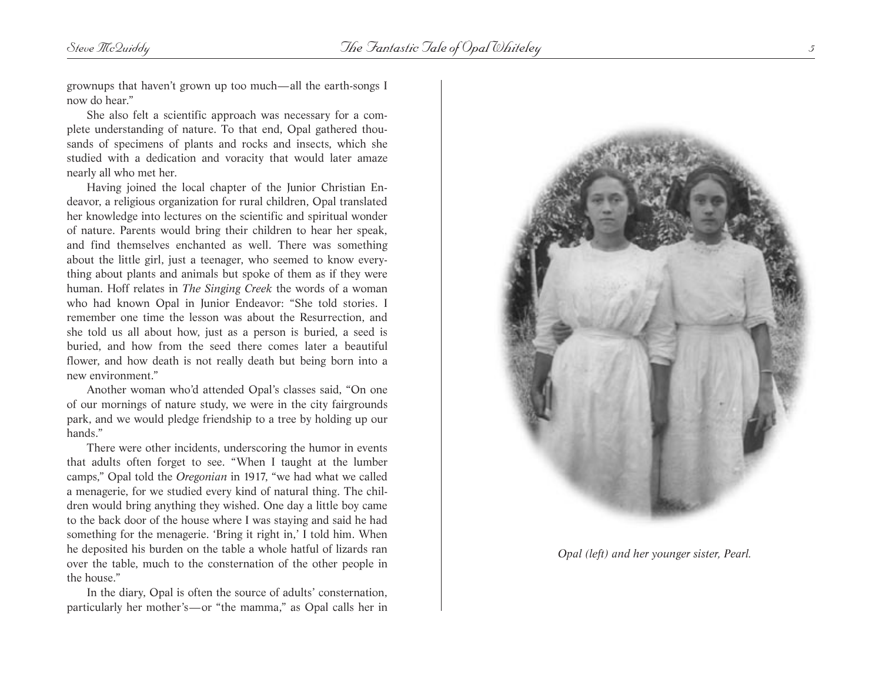grownups that haven't grown up too much—all the earth-songs I now do hear."

She also felt a scientific approach was necessary for a complete understanding of nature. To that end, Opal gathered thousands of specimens of plants and rocks and insects, which she studied with a dedication and voracity that would later amaze nearly all who met her.

Having joined the local chapter of the Junior Christian Endeavor, a religious organization for rural children, Opal translated her knowledge into lectures on the scientific and spiritual wonder of nature. Parents would bring their children to hear her speak, and find themselves enchanted as well. There was something about the little girl, just a teenager, who seemed to know everything about plants and animals but spoke of them as if they were human. Hoff relates in *The Singing Creek* the words of a woman who had known Opal in Junior Endeavor: "She told stories. I remember one time the lesson was about the Resurrection, and she told us all about how, just as a person is buried, a seed is buried, and how from the seed there comes later a beautiful flower, and how death is not really death but being born into a new environment."

Another woman who'd attended Opal's classes said, "On one of our mornings of nature study, we were in the city fairgrounds park, and we would pledge friendship to a tree by holding up our hands."

There were other incidents, underscoring the humor in events that adults often forget to see. "When I taught at the lumber camps," Opal told the *Oregonian* in 1917, "we had what we called a menagerie, for we studied every kind of natural thing. The children would bring anything they wished. One day a little boy came to the back door of the house where I was staying and said he had something for the menagerie. 'Bring it right in,' I told him. When he deposited his burden on the table a whole hatful of lizards ran over the table, much to the consternation of the other people in the house."

In the diary, Opal is often the source of adults' consternation, particularly her mother's—or "the mamma," as Opal calls her in

*Opal (left) and her younger sister, Pearl.*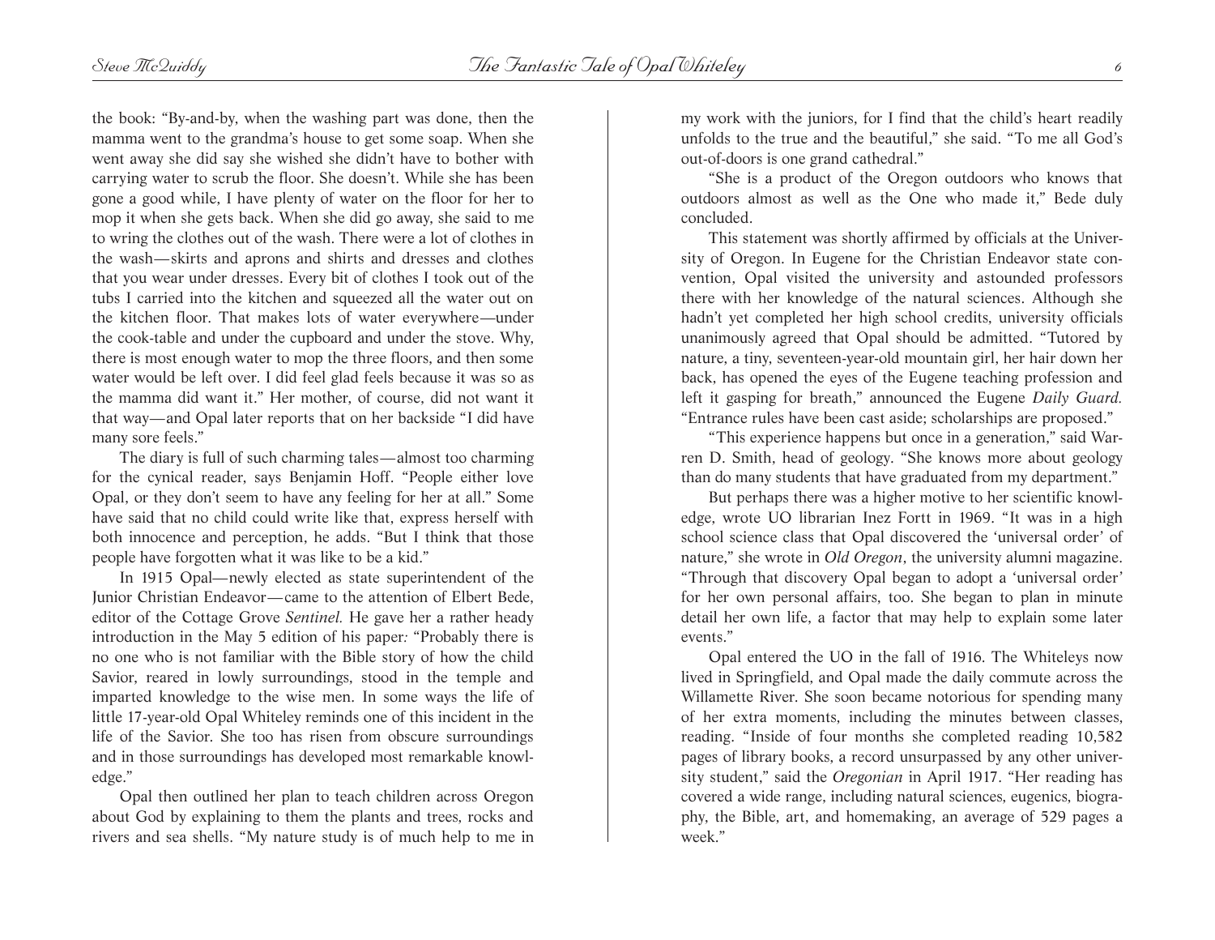the book: "By-and-by, when the washing part was done, then the mamma went to the grandma's house to get some soap. When she went away she did say she wished she didn't have to bother with carrying water to scrub the floor. She doesn't. While she has been gone a good while, I have plenty of water on the floor for her to mop it when she gets back. When she did go away, she said to me to wring the clothes out of the wash. There were a lot of clothes in the wash—skirts and aprons and shirts and dresses and clothes that you wear under dresses. Every bit of clothes I took out of the tubs I carried into the kitchen and squeezed all the water out on the kitchen floor. That makes lots of water everywhere—under the cook-table and under the cupboard and under the stove. Why, there is most enough water to mop the three floors, and then some water would be left over. I did feel glad feels because it was so as the mamma did want it." Her mother, of course, did not want it that way—and Opal later reports that on her backside "I did have many sore feels."

The diary is full of such charming tales—almost too charming for the cynical reader, says Benjamin Hoff. "People either love Opal, or they don't seem to have any feeling for her at all." Some have said that no child could write like that, express herself with both innocence and perception, he adds. "But I think that those people have forgotten what it was like to be a kid."

In 1915 Opal—newly elected as state superintendent of the Junior Christian Endeavor—came to the attention of Elbert Bede, editor of the Cottage Grove *Sentinel.* He gave her a rather heady introduction in the May 5 edition of his paper: "Probably there is no one who is not familiar with the Bible story of how the child Savior, reared in lowly surroundings, stood in the temple and imparted knowledge to the wise men. In some ways the life of little 17-year-old Opal Whiteley reminds one of this incident in the life of the Savior. She too has risen from obscure surroundings and in those surroundings has developed most remarkable knowledge."

Opal then outlined her plan to teach children across Oregon about God by explaining to them the plants and trees, rocks and rivers and sea shells. "My nature study is of much help to me in my work with the juniors, for I find that the child's heart readily unfolds to the true and the beautiful," she said. "To me all God's out-of-doors is one grand cathedral."

"She is a product of the Oregon outdoors who knows that outdoors almost as well as the One who made it," Bede duly concluded.

This statement was shortly affirmed by officials at the University of Oregon. In Eugene for the Christian Endeavor state convention, Opal visited the university and astounded professors there with her knowledge of the natural sciences. Although she hadn't yet completed her high school credits, university officials unanimously agreed that Opal should be admitted. "Tutored by nature, a tiny, seventeen-year-old mountain girl, her hair down her back, has opened the eyes of the Eugene teaching profession and left it gasping for breath," announced the Eugene *Daily Guard.* "Entrance rules have been cast aside; scholarships are proposed."

"This experience happens but once in a generation," said Warren D. Smith, head of geology. "She knows more about geology than do many students that have graduated from my department."

But perhaps there was a higher motive to her scientific knowledge, wrote UO librarian Inez Fortt in 1969. "It was in a high school science class that Opal discovered the 'universal order' of nature," she wrote in *Old Oregon*, the university alumni magazine. "Through that discovery Opal began to adopt a 'universal order' for her own personal affairs, too. She began to plan in minute detail her own life, a factor that may help to explain some later events."

Opal entered the UO in the fall of 1916. The Whiteleys now lived in Springfield, and Opal made the daily commute across the Willamette River. She soon became notorious for spending many of her extra moments, including the minutes between classes, reading. "Inside of four months she completed reading 10,582 pages of library books, a record unsurpassed by any other university student," said the *Oregonian* in April 1917. "Her reading has covered a wide range, including natural sciences, eugenics, biography, the Bible, art, and homemaking, an average of 529 pages a week."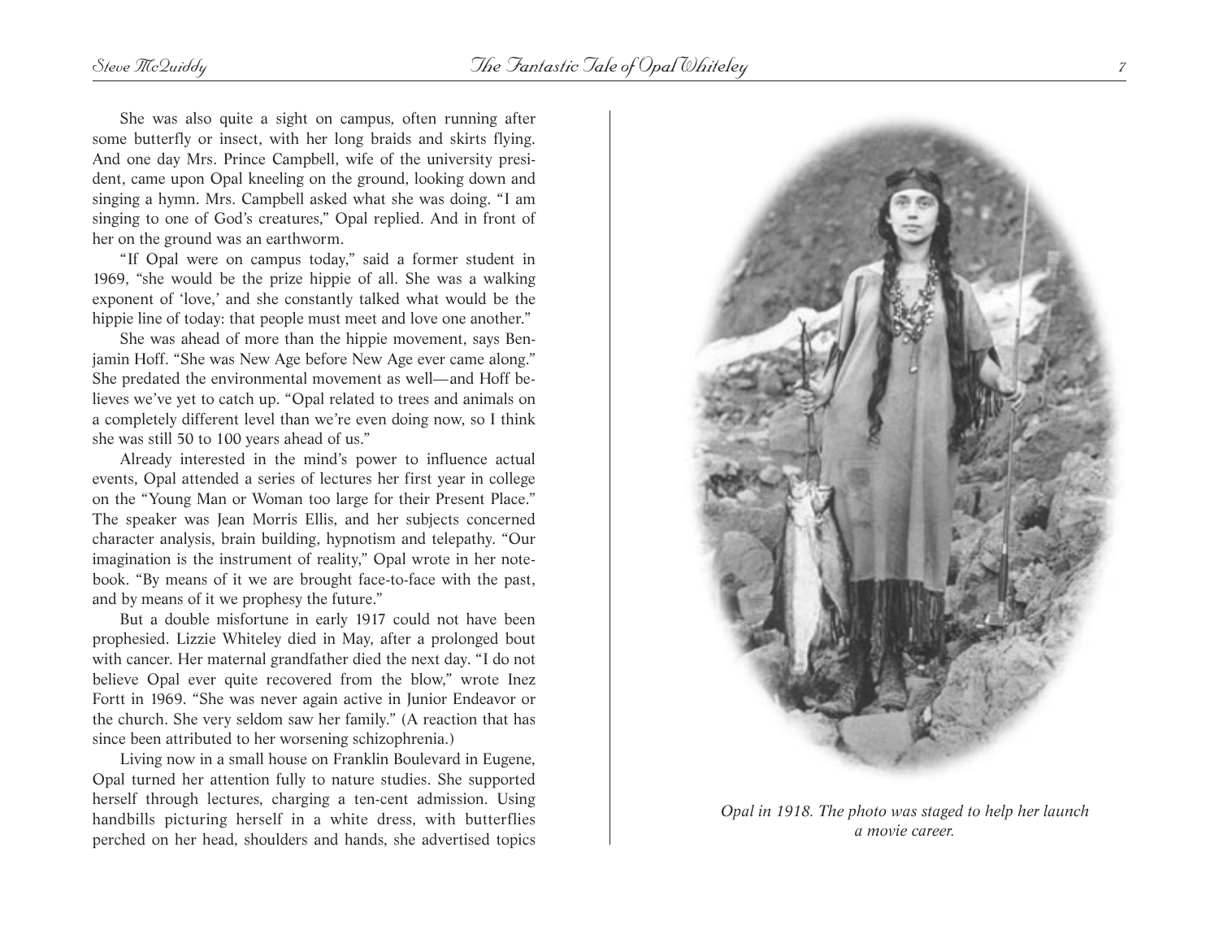She was also quite a sight on campus, often running after some butterfly or insect, with her long braids and skirts flying. And one day Mrs. Prince Campbell, wife of the university president, came upon Opal kneeling on the ground, looking down and singing a hymn. Mrs. Campbell asked what she was doing. "I am singing to one of God's creatures," Opal replied. And in front of her on the ground was an earthworm.

"If Opal were on campus today," said a former student in 1969, "she would be the prize hippie of all. She was a walking exponent of 'love,' and she constantly talked what would be the hippie line of today: that people must meet and love one another."

She was ahead of more than the hippie movement, says Benjamin Hoff. "She was New Age before New Age ever came along." She predated the environmental movement as well—and Hoff believes we've yet to catch up. "Opal related to trees and animals on a completely different level than we're even doing now, so I think she was still 50 to 100 years ahead of us."

Already interested in the mind's power to influence actual events, Opal attended a series of lectures her first year in college on the "Young Man or Woman too large for their Present Place." The speaker was Jean Morris Ellis, and her subjects concerned character analysis, brain building, hypnotism and telepathy. "Our imagination is the instrument of reality," Opal wrote in her notebook. "By means of it we are brought face-to-face with the past, and by means of it we prophesy the future."

But a double misfortune in early 1917 could not have been prophesied. Lizzie Whiteley died in May, after a prolonged bout with cancer. Her maternal grandfather died the next day. "I do not believe Opal ever quite recovered from the blow," wrote Inez Fortt in 1969. "She was never again active in Junior Endeavor or the church. She very seldom saw her family." (A reaction that has since been attributed to her worsening schizophrenia.)

Living now in a small house on Franklin Boulevard in Eugene, Opal turned her attention fully to nature studies. She supported herself through lectures, charging a ten-cent admission. Using handbills picturing herself in a white dress, with butterflies perched on her head, shoulders and hands, she advertised topics

*Opal in 1918. The photo was staged to help her launch a movie career.*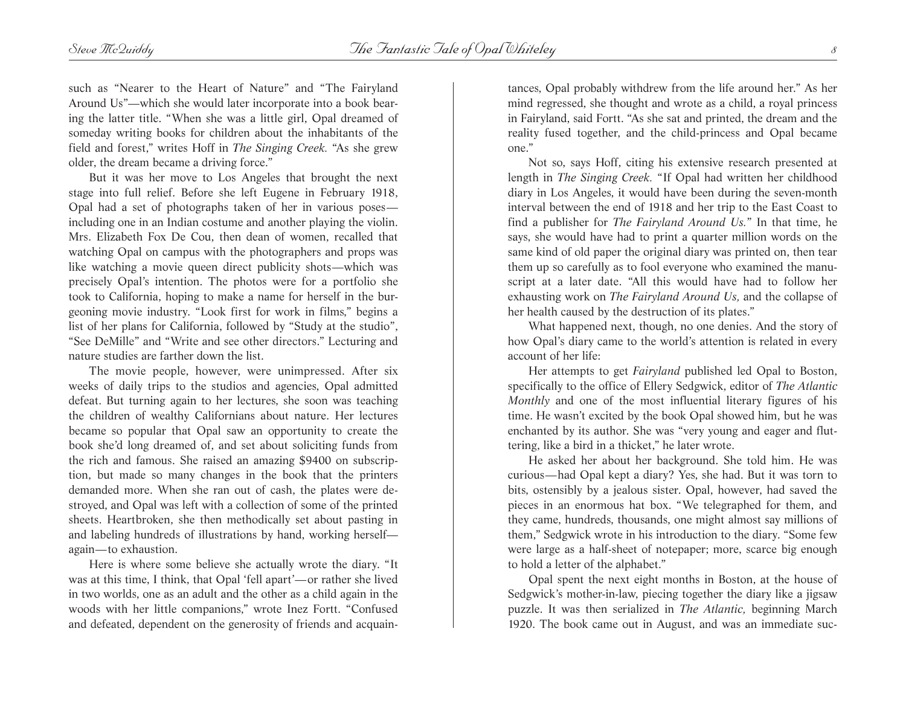such as "Nearer to the Heart of Nature" and "The Fairyland Around Us"—which she would later incorporate into a book bearing the latter title. "When she was a little girl, Opal dreamed of someday writing books for children about the inhabitants of the field and forest," writes Hoff in *The Singing Creek.* "As she grew older, the dream became a driving force."

But it was her move to Los Angeles that brought the next stage into full relief. Before she left Eugene in February 1918, Opal had a set of photographs taken of her in various poses—including one in an Indian costume and another playing the violin. Mrs. Elizabeth Fox De Cou, then dean of women, recalled that watching Opal on campus with the photographers and props was like watching a movie queen direct publicity shots—which was precisely Opal's intention. The photos were for a portfolio she took to California, hoping to make a name for herself in the burgeoning movie industry. "Look first for work in films," begins a list of her plans for California, followed by "Study at the studio", "See DeMille" and "Write and see other directors." Lecturing and nature studies are farther down the list.

The movie people, however, were unimpressed. After six weeks of daily trips to the studios and agencies, Opal admitted defeat. But turning again to her lectures, she soon was teaching the children of wealthy Californians about nature. Her lectures became so popular that Opal saw an opportunity to create the book she'd long dreamed of, and set about soliciting funds from the rich and famous. She raised an amazing $9400 on subscription, but made so many changes in the book that the printers demanded more. When she ran out of cash, the plates were destroyed, and Opal was left with a collection of some of the printed sheets. Heartbroken, she then methodically set about pasting in and labeling hundreds of illustrations by hand, working herself—again—to exhaustion.

Here is where some believe she actually wrote the diary. "It was at this time, I think, that Opal 'fell apart'—or rather she lived in two worlds, one as an adult and the other as a child again in the woods with her little companions," wrote Inez Fortt. "Confused and defeated, dependent on the generosity of friends and acquaintances, Opal probably withdrew from the life around her." As her mind regressed, she thought and wrote as a child, a royal princess in Fairyland, said Fortt. "As she sat and printed, the dream and the reality fused together, and the child-princess and Opal became one."

Not so, says Hoff, citing his extensive research presented at length in *The Singing Creek.* "If Opal had written her childhood diary in Los Angeles, it would have been during the seven-month interval between the end of 1918 and her trip to the East Coast to find a publisher for *The Fairyland Around Us.*" In that time, he says, she would have had to print a quarter million words on the same kind of old paper the original diary was printed on, then tear them up so carefully as to fool everyone who examined the manuscript at a later date. "All this would have had to follow her exhausting work on *The Fairyland Around Us,* and the collapse of her health caused by the destruction of its plates."

What happened next, though, no one denies. And the story of how Opal's diary came to the world's attention is related in every account of her life:

Her attempts to get *Fairyland* published led Opal to Boston, specifically to the office of Ellery Sedgwick, editor of *The Atlantic Monthly* and one of the most influential literary figures of his time. He wasn't excited by the book Opal showed him, but he was enchanted by its author. She was "very young and eager and fluttering, like a bird in a thicket," he later wrote.

He asked her about her background. She told him. He was curious—had Opal kept a diary? Yes, she had. But it was torn to bits, ostensibly by a jealous sister. Opal, however, had saved the pieces in an enormous hat box. "We telegraphed for them, and they came, hundreds, thousands, one might almost say millions of them," Sedgwick wrote in his introduction to the diary. "Some few were large as a half-sheet of notepaper; more, scarce big enough to hold a letter of the alphabet."

Opal spent the next eight months in Boston, at the house of Sedgwick's mother-in-law, piecing together the diary like a jigsaw puzzle. It was then serialized in *The Atlantic,* beginning March 1920. The book came out in August, and was an immediate suc-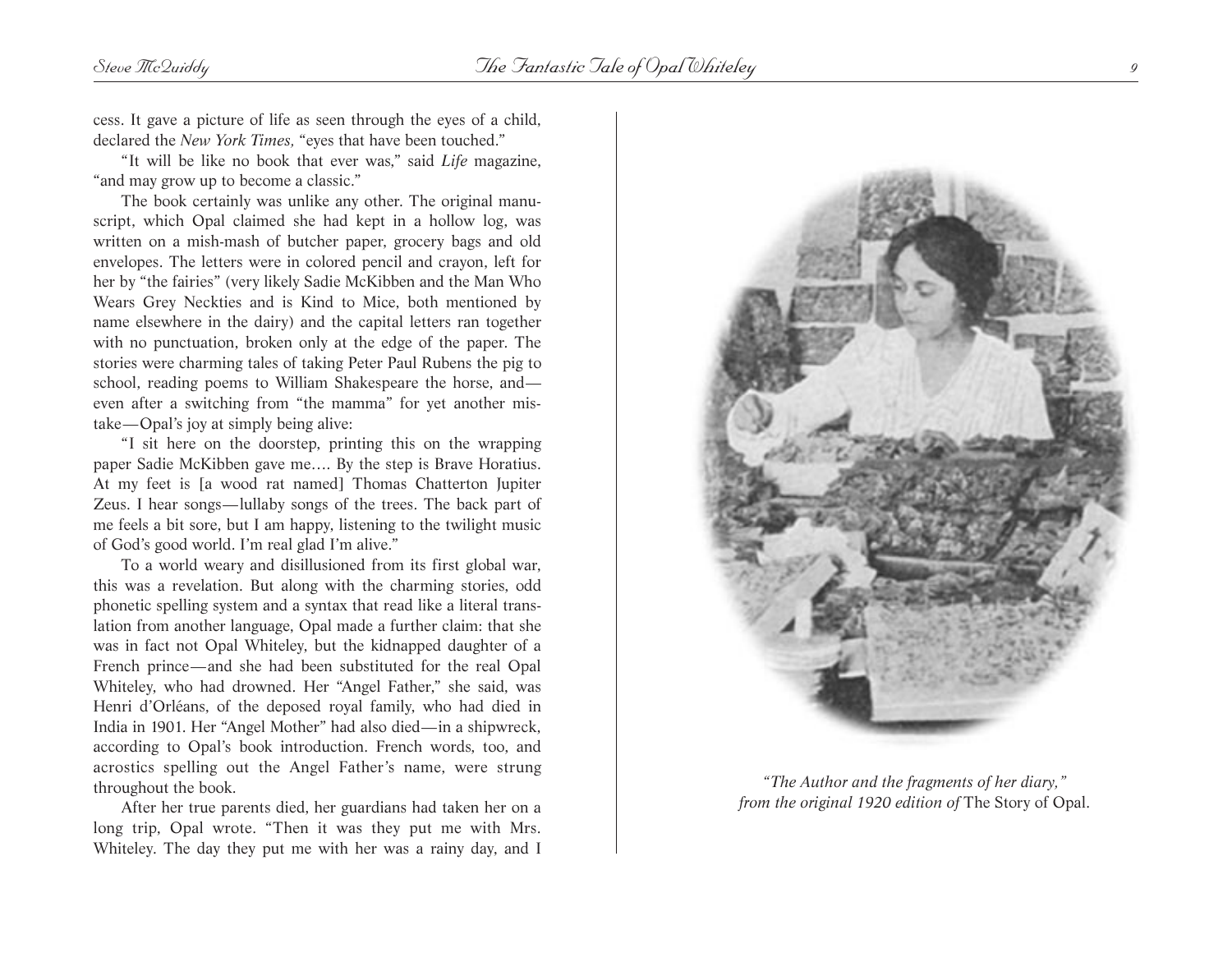cess. It gave a picture of life as seen through the eyes of a child, declared the *New York Times,* "eyes that have been touched."

"It will be like no book that ever was," said *Life* magazine, "and may grow up to become a classic."

The book certainly was unlike any other. The original manuscript, which Opal claimed she had kept in a hollow log, was written on a mish-mash of butcher paper, grocery bags and old envelopes. The letters were in colored pencil and crayon, left for her by "the fairies" (very likely Sadie McKibben and the Man Who Wears Grey Neckties and is Kind to Mice, both mentioned by name elsewhere in the dairy) and the capital letters ran together with no punctuation, broken only at the edge of the paper. The stories were charming tales of taking Peter Paul Rubens the pig to school, reading poems to William Shakespeare the horse, and—even after a switching from "the mamma" for yet another mistake—Opal's joy at simply being alive:

"I sit here on the doorstep, printing this on the wrapping paper Sadie McKibben gave me…. By the step is Brave Horatius. At my feet is [a wood rat named] Thomas Chatterton Jupiter Zeus. I hear songs—lullaby songs of the trees. The back part of me feels a bit sore, but I am happy, listening to the twilight music of God's good world. I'm real glad I'm alive."

To a world weary and disillusioned from its first global war, this was a revelation. But along with the charming stories, odd phonetic spelling system and a syntax that read like a literal translation from another language, Opal made a further claim: that she was in fact not Opal Whiteley, but the kidnapped daughter of a French prince—and she had been substituted for the real Opal Whiteley, who had drowned. Her "Angel Father," she said, was Henri d'Orléans, of the deposed royal family, who had died in India in 1901. Her "Angel Mother" had also died—in a shipwreck, according to Opal's book introduction. French words, too, and acrostics spelling out the Angel Father's name, were strung throughout the book.

After her true parents died, her guardians had taken her on a long trip, Opal wrote. "Then it was they put me with Mrs. Whiteley. The day they put me with her was a rainy day, and I

*"The Author and the fragments of her diary," from the original 1920 edition of* The Story of Opal.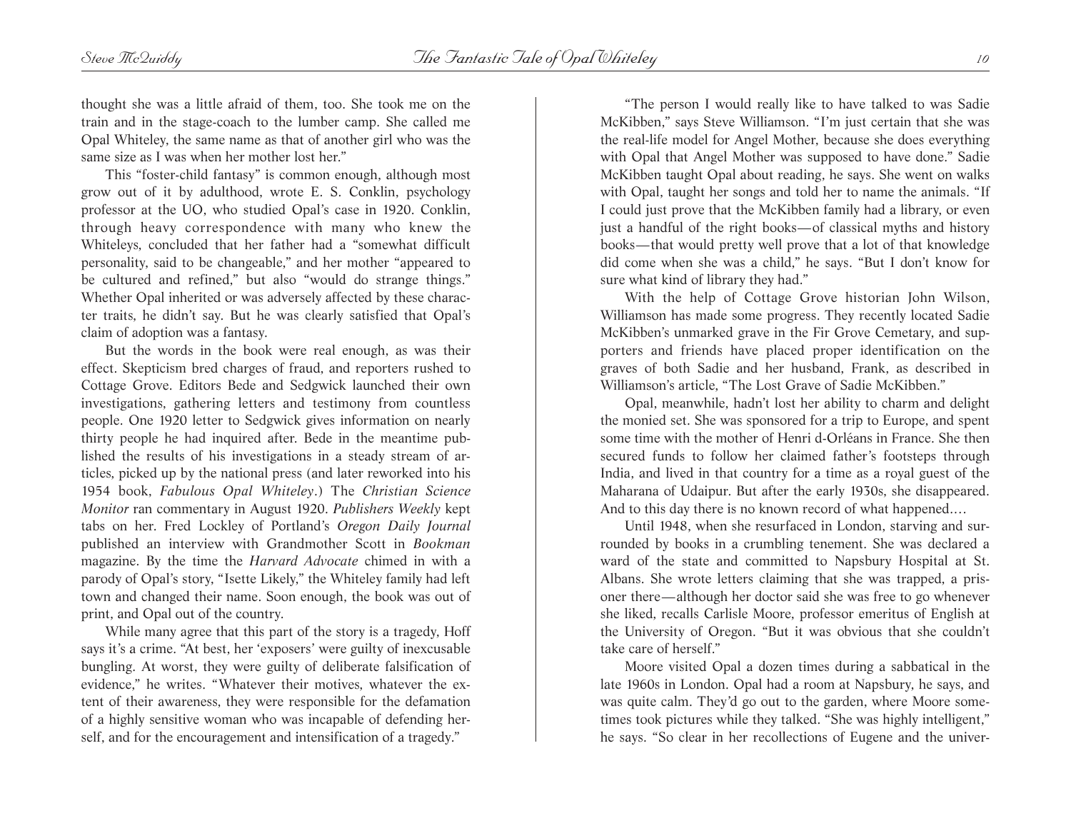thought she was a little afraid of them, too. She took me on the train and in the stage-coach to the lumber camp. She called me Opal Whiteley, the same name as that of another girl who was the same size as I was when her mother lost her."

This "foster-child fantasy" is common enough, although most grow out of it by adulthood, wrote E. S. Conklin, psychology professor at the UO, who studied Opal's case in 1920. Conklin, through heavy correspondence with many who knew the Whiteleys, concluded that her father had a "somewhat difficult personality, said to be changeable," and her mother "appeared to be cultured and refined," but also "would do strange things." Whether Opal inherited or was adversely affected by these character traits, he didn't say. But he was clearly satisfied that Opal's claim of adoption was a fantasy.

But the words in the book were real enough, as was their effect. Skepticism bred charges of fraud, and reporters rushed to Cottage Grove. Editors Bede and Sedgwick launched their own investigations, gathering letters and testimony from countless people. One 1920 letter to Sedgwick gives information on nearly thirty people he had inquired after. Bede in the meantime published the results of his investigations in a steady stream of articles, picked up by the national press (and later reworked into his 1954 book, *Fabulous Opal Whiteley*.) The *Christian Science Monitor* ran commentary in August 1920. *Publishers Weekly* kept tabs on her. Fred Lockley of Portland's *Oregon Daily Journal* published an interview with Grandmother Scott in *Bookman* magazine. By the time the *Harvard Advocate* chimed in with a parody of Opal's story, "Isette Likely," the Whiteley family had left town and changed their name. Soon enough, the book was out of print, and Opal out of the country.

While many agree that this part of the story is a tragedy, Hoff says it's a crime. "At best, her 'exposers' were guilty of inexcusable bungling. At worst, they were guilty of deliberate falsification of evidence," he writes. "Whatever their motives, whatever the extent of their awareness, they were responsible for the defamation of a highly sensitive woman who was incapable of defending herself, and for the encouragement and intensification of a tragedy."

"The person I would really like to have talked to was Sadie McKibben," says Steve Williamson. "I'm just certain that she was the real-life model for Angel Mother, because she does everything with Opal that Angel Mother was supposed to have done." Sadie McKibben taught Opal about reading, he says. She went on walks with Opal, taught her songs and told her to name the animals. "If I could just prove that the McKibben family had a library, or even just a handful of the right books—of classical myths and history books—that would pretty well prove that a lot of that knowledge did come when she was a child," he says. "But I don't know for sure what kind of library they had."

With the help of Cottage Grove historian John Wilson, Williamson has made some progress. They recently located Sadie McKibben's unmarked grave in the Fir Grove Cemetary, and supporters and friends have placed proper identification on the graves of both Sadie and her husband, Frank, as described in Williamson's article, "The Lost Grave of Sadie McKibben."

Opal, meanwhile, hadn't lost her ability to charm and delight the monied set. She was sponsored for a trip to Europe, and spent some time with the mother of Henri d-Orléans in France. She then secured funds to follow her claimed father's footsteps through India, and lived in that country for a time as a royal guest of the Maharana of Udaipur. But after the early 1930s, she disappeared. And to this day there is no known record of what happened.…

Until 1948, when she resurfaced in London, starving and surrounded by books in a crumbling tenement. She was declared a ward of the state and committed to Napsbury Hospital at St. Albans. She wrote letters claiming that she was trapped, a prisoner there—although her doctor said she was free to go whenever she liked, recalls Carlisle Moore, professor emeritus of English at the University of Oregon. "But it was obvious that she couldn't take care of herself."

Moore visited Opal a dozen times during a sabbatical in the late 1960s in London. Opal had a room at Napsbury, he says, and was quite calm. They'd go out to the garden, where Moore sometimes took pictures while they talked. "She was highly intelligent," he says. "So clear in her recollections of Eugene and the univer-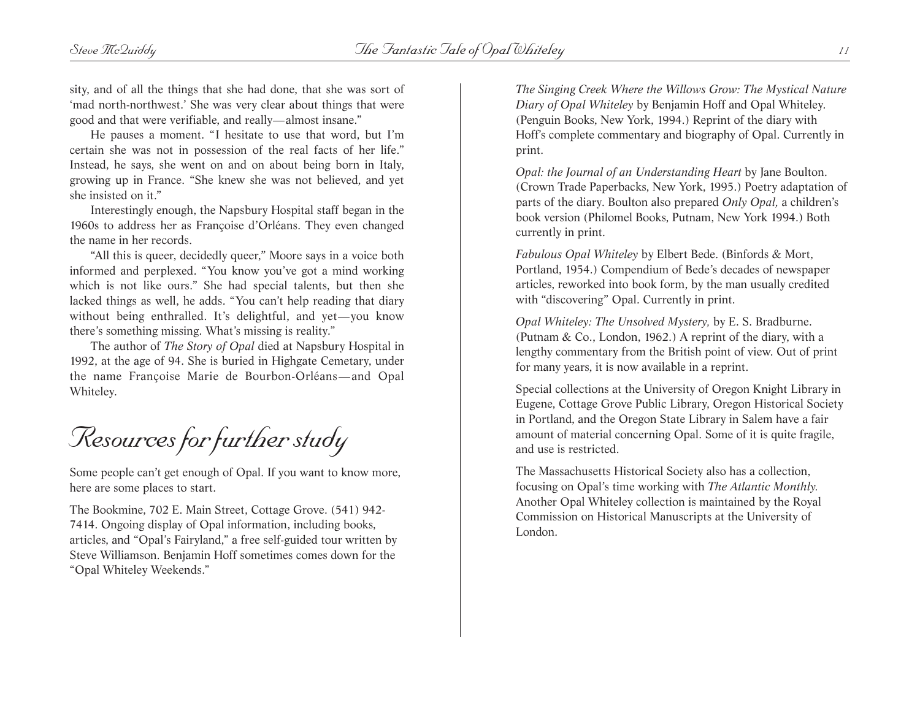sity, and of all the things that she had done, that she was sort of 'mad north-northwest.' She was very clear about things that were good and that were verifiable, and really—almost insane."

He pauses a moment. "I hesitate to use that word, but I'm certain she was not in possession of the real facts of her life." Instead, he says, she went on and on about being born in Italy, growing up in France. "She knew she was not believed, and yet she insisted on it."

Interestingly enough, the Napsbury Hospital staff began in the 1960s to address her as Françoise d'Orléans. They even changed the name in her records.

"All this is queer, decidedly queer," Moore says in a voice both informed and perplexed. "You know you've got a mind working which is not like ours." She had special talents, but then she lacked things as well, he adds. "You can't help reading that diary without being enthralled. It's delightful, and yet—you know there's something missing. What's missing is reality."

The author of *The Story of Opal* died at Napsbury Hospital in 1992, at the age of 94. She is buried in Highgate Cemetary, under the name Françoise Marie de Bourbon-Orléans—and Opal Whiteley.

# Resources for further study

Some people can't get enough of Opal. If you want to know more, here are some places to start.

The Bookmine, 702 E. Main Street, Cottage Grove. (541) 942-7414. Ongoing display of Opal information, including books, articles, and "Opal's Fairyland," a free self-guided tour written by Steve Williamson. Benjamin Hoff sometimes comes down for the "Opal Whiteley Weekends."

*The Singing Creek Where the Willows Grow: The Mystical Nature Diary of Opal Whiteley* by Benjamin Hoff and Opal Whiteley. (Penguin Books, New York, 1994.) Reprint of the diary with Hoff's complete commentary and biography of Opal. Currently in print.

*Opal: the Journal of an Understanding Heart* by Jane Boulton. (Crown Trade Paperbacks, New York, 1995.) Poetry adaptation of parts of the diary. Boulton also prepared *Only Opal,* a children's book version (Philomel Books, Putnam, New York 1994.) Both currently in print.

*Fabulous Opal Whiteley* by Elbert Bede. (Binfords & Mort, Portland, 1954.) Compendium of Bede's decades of newspaper articles, reworked into book form, by the man usually credited with "discovering" Opal. Currently in print.

*Opal Whiteley: The Unsolved Mystery,* by E. S. Bradburne. (Putnam & Co., London, 1962.) A reprint of the diary, with a lengthy commentary from the British point of view. Out of print for many years, it is now available in a reprint.

Special collections at the University of Oregon Knight Library in Eugene, Cottage Grove Public Library, Oregon Historical Society in Portland, and the Oregon State Library in Salem have a fair amount of material concerning Opal. Some of it is quite fragile, and use is restricted.

The Massachusetts Historical Society also has a collection, focusing on Opal's time working with *The Atlantic Monthly.* Another Opal Whiteley collection is maintained by the Royal Commission on Historical Manuscripts at the University of London.